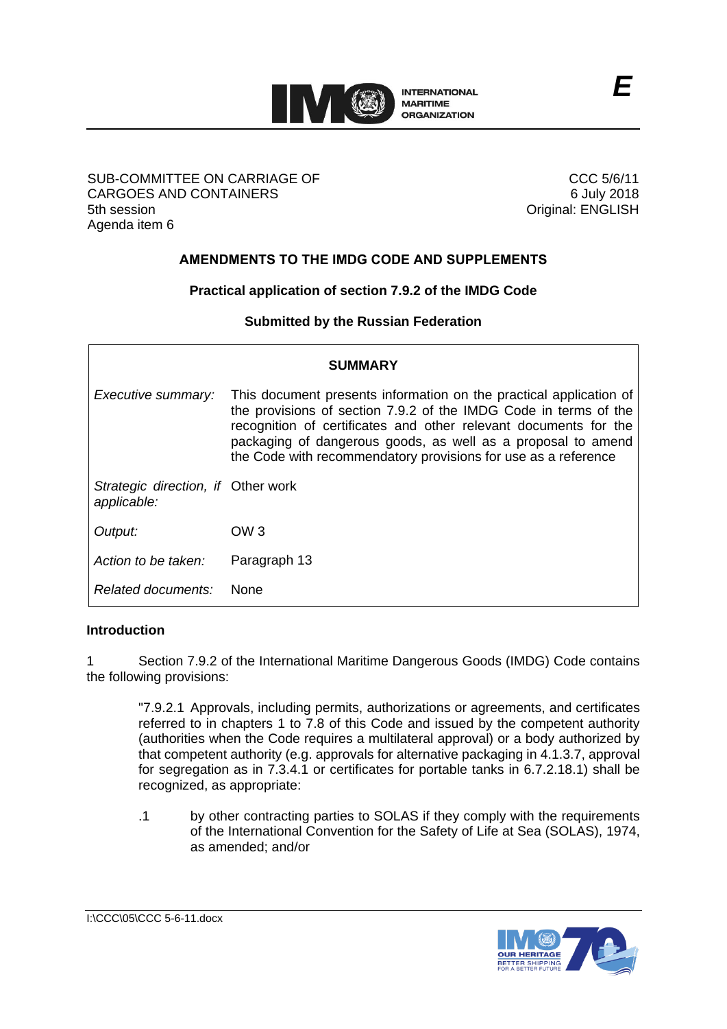E

SUB-COMMITTEE ON CARRIAGE OF CARGOES AND CONTAINERS
5th session
Agenda item 6

CCC 5/6/11
6 July 2018
Original: ENGLISH

## AMENDMENTS TO THE IMDG CODE AND SUPPLEMENTS

### Practical application of section 7.9.2 of the IMDG Code

### Submitted by the Russian Federation

| SUMMARY | |
|---|---|
| *Executive summary:* | This document presents information on the practical application of the provisions of section 7.9.2 of the IMDG Code in terms of the recognition of certificates and other relevant documents for the packaging of dangerous goods, as well as a proposal to amend the Code with recommendatory provisions for use as a reference |
| *Strategic direction, if applicable:* | Other work |
| *Output:* | OW 3 |
| *Action to be taken:* | Paragraph 13 |
| *Related documents:* | None |

**Introduction**

1 Section 7.9.2 of the International Maritime Dangerous Goods (IMDG) Code contains the following provisions:

> "7.9.2.1 Approvals, including permits, authorizations or agreements, and certificates referred to in chapters 1 to 7.8 of this Code and issued by the competent authority (authorities when the Code requires a multilateral approval) or a body authorized by that competent authority (e.g. approvals for alternative packaging in 4.1.3.7, approval for segregation as in 7.3.4.1 or certificates for portable tanks in 6.7.2.18.1) shall be recognized, as appropriate:
>
> .1 by other contracting parties to SOLAS if they comply with the requirements of the International Convention for the Safety of Life at Sea (SOLAS), 1974, as amended; and/or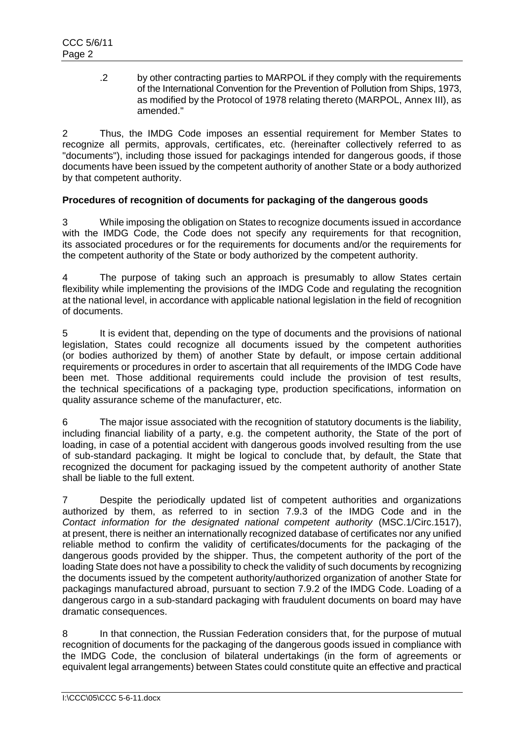.2 by other contracting parties to MARPOL if they comply with the requirements of the International Convention for the Prevention of Pollution from Ships, 1973, as modified by the Protocol of 1978 relating thereto (MARPOL, Annex III), as amended."

2 Thus, the IMDG Code imposes an essential requirement for Member States to recognize all permits, approvals, certificates, etc. (hereinafter collectively referred to as "documents"), including those issued for packagings intended for dangerous goods, if those documents have been issued by the competent authority of another State or a body authorized by that competent authority.

**Procedures of recognition of documents for packaging of the dangerous goods**

3 While imposing the obligation on States to recognize documents issued in accordance with the IMDG Code, the Code does not specify any requirements for that recognition, its associated procedures or for the requirements for documents and/or the requirements for the competent authority of the State or body authorized by the competent authority.

4 The purpose of taking such an approach is presumably to allow States certain flexibility while implementing the provisions of the IMDG Code and regulating the recognition at the national level, in accordance with applicable national legislation in the field of recognition of documents.

5 It is evident that, depending on the type of documents and the provisions of national legislation, States could recognize all documents issued by the competent authorities (or bodies authorized by them) of another State by default, or impose certain additional requirements or procedures in order to ascertain that all requirements of the IMDG Code have been met. Those additional requirements could include the provision of test results, the technical specifications of a packaging type, production specifications, information on quality assurance scheme of the manufacturer, etc.

6 The major issue associated with the recognition of statutory documents is the liability, including financial liability of a party, e.g. the competent authority, the State of the port of loading, in case of a potential accident with dangerous goods involved resulting from the use of sub-standard packaging. It might be logical to conclude that, by default, the State that recognized the document for packaging issued by the competent authority of another State shall be liable to the full extent.

7 Despite the periodically updated list of competent authorities and organizations authorized by them, as referred to in section 7.9.3 of the IMDG Code and in the *Contact information for the designated national competent authority* (MSC.1/Circ.1517), at present, there is neither an internationally recognized database of certificates nor any unified reliable method to confirm the validity of certificates/documents for the packaging of the dangerous goods provided by the shipper. Thus, the competent authority of the port of the loading State does not have a possibility to check the validity of such documents by recognizing the documents issued by the competent authority/authorized organization of another State for packagings manufactured abroad, pursuant to section 7.9.2 of the IMDG Code. Loading of a dangerous cargo in a sub-standard packaging with fraudulent documents on board may have dramatic consequences.

8 In that connection, the Russian Federation considers that, for the purpose of mutual recognition of documents for the packaging of the dangerous goods issued in compliance with the IMDG Code, the conclusion of bilateral undertakings (in the form of agreements or equivalent legal arrangements) between States could constitute quite an effective and practical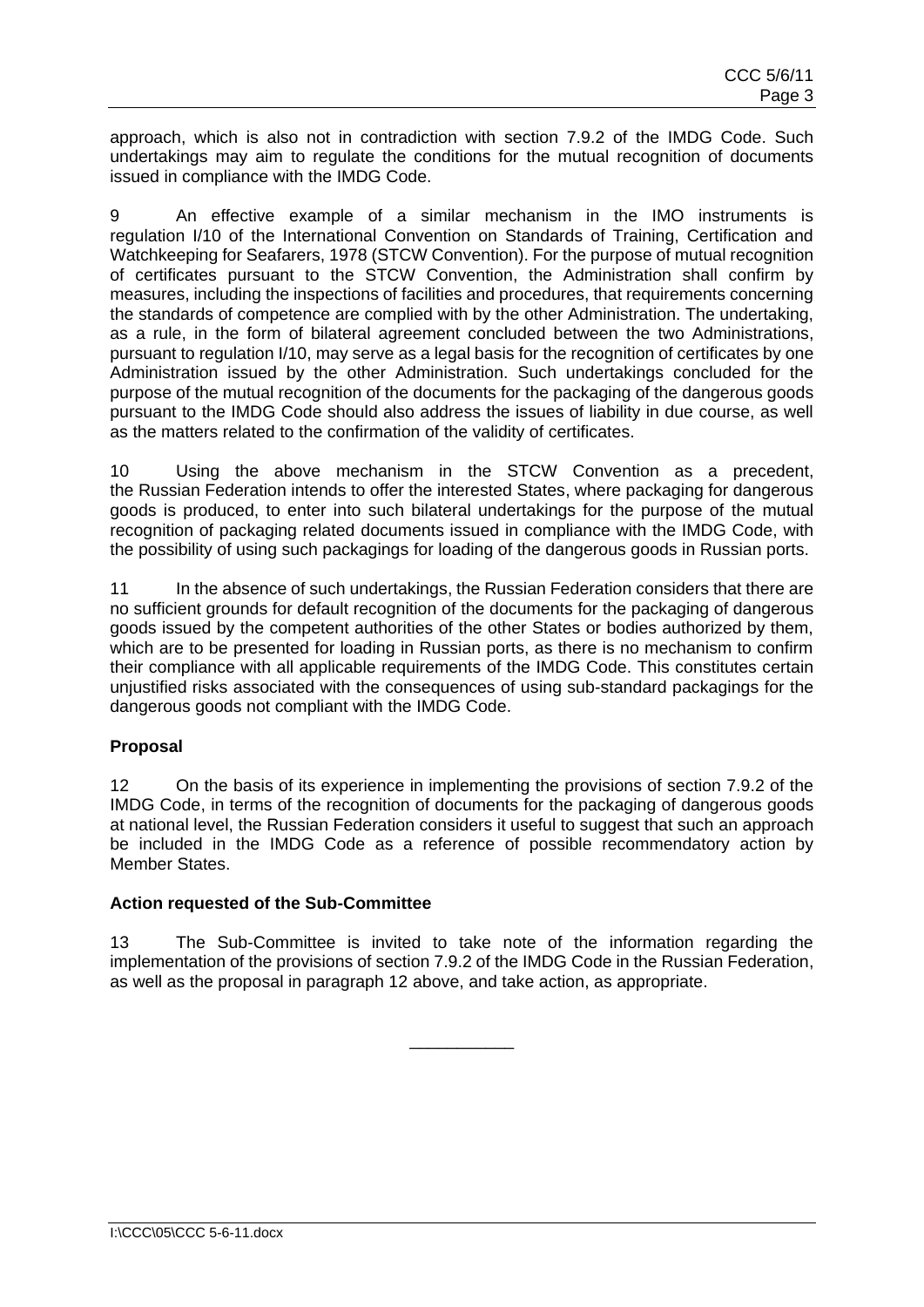approach, which is also not in contradiction with section 7.9.2 of the IMDG Code. Such undertakings may aim to regulate the conditions for the mutual recognition of documents issued in compliance with the IMDG Code.

9 An effective example of a similar mechanism in the IMO instruments is regulation I/10 of the International Convention on Standards of Training, Certification and Watchkeeping for Seafarers, 1978 (STCW Convention). For the purpose of mutual recognition of certificates pursuant to the STCW Convention, the Administration shall confirm by measures, including the inspections of facilities and procedures, that requirements concerning the standards of competence are complied with by the other Administration. The undertaking, as a rule, in the form of bilateral agreement concluded between the two Administrations, pursuant to regulation I/10, may serve as a legal basis for the recognition of certificates by one Administration issued by the other Administration. Such undertakings concluded for the purpose of the mutual recognition of the documents for the packaging of the dangerous goods pursuant to the IMDG Code should also address the issues of liability in due course, as well as the matters related to the confirmation of the validity of certificates.

10 Using the above mechanism in the STCW Convention as a precedent, the Russian Federation intends to offer the interested States, where packaging for dangerous goods is produced, to enter into such bilateral undertakings for the purpose of the mutual recognition of packaging related documents issued in compliance with the IMDG Code, with the possibility of using such packagings for loading of the dangerous goods in Russian ports.

11 In the absence of such undertakings, the Russian Federation considers that there are no sufficient grounds for default recognition of the documents for the packaging of dangerous goods issued by the competent authorities of the other States or bodies authorized by them, which are to be presented for loading in Russian ports, as there is no mechanism to confirm their compliance with all applicable requirements of the IMDG Code. This constitutes certain unjustified risks associated with the consequences of using sub-standard packagings for the dangerous goods not compliant with the IMDG Code.

**Proposal**

12 On the basis of its experience in implementing the provisions of section 7.9.2 of the IMDG Code, in terms of the recognition of documents for the packaging of dangerous goods at national level, the Russian Federation considers it useful to suggest that such an approach be included in the IMDG Code as a reference of possible recommendatory action by Member States.

**Action requested of the Sub-Committee**

13 The Sub-Committee is invited to take note of the information regarding the implementation of the provisions of section 7.9.2 of the IMDG Code in the Russian Federation, as well as the proposal in paragraph 12 above, and take action, as appropriate.

\_\_\_\_\_\_\_\_\_\_\_